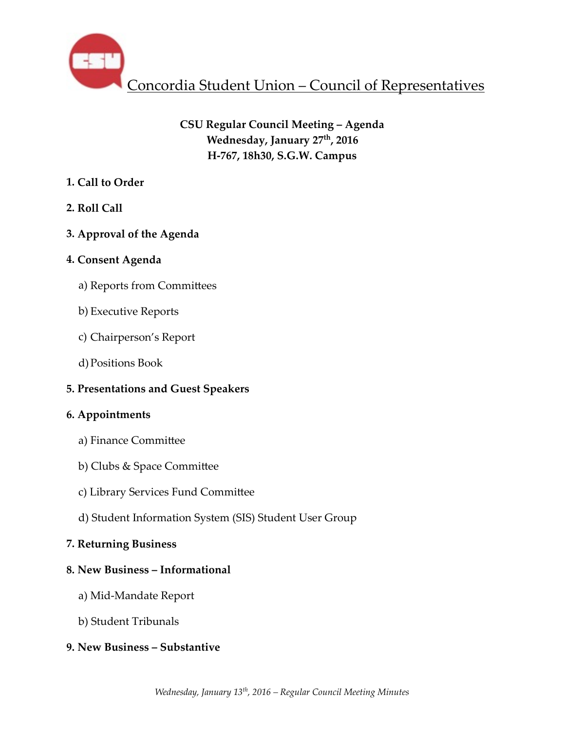# Concordia Student Union – Council of Representatives

**CSU Regular Council Meeting – Agenda**
**Wednesday, January 27th, 2016**
**H-767, 18h30, S.G.W. Campus**

**1. Call to Order**

**2. Roll Call**

**3. Approval of the Agenda**

**4. Consent Agenda**

a) Reports from Committees

b) Executive Reports

c) Chairperson's Report

d) Positions Book

**5. Presentations and Guest Speakers**

**6. Appointments**

a) Finance Committee

b) Clubs & Space Committee

c) Library Services Fund Committee

d) Student Information System (SIS) Student User Group

**7. Returning Business**

**8. New Business – Informational**

a) Mid-Mandate Report

b) Student Tribunals

**9. New Business – Substantive**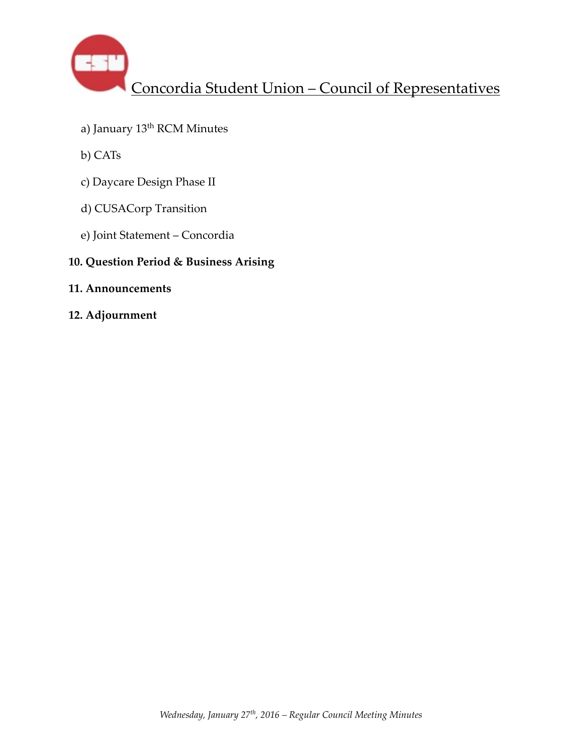a) January 13th RCM Minutes

b) CATs

c) Daycare Design Phase II

d) CUSACorp Transition

e) Joint Statement – Concordia

**10. Question Period & Business Arising**

**11. Announcements**

**12. Adjournment**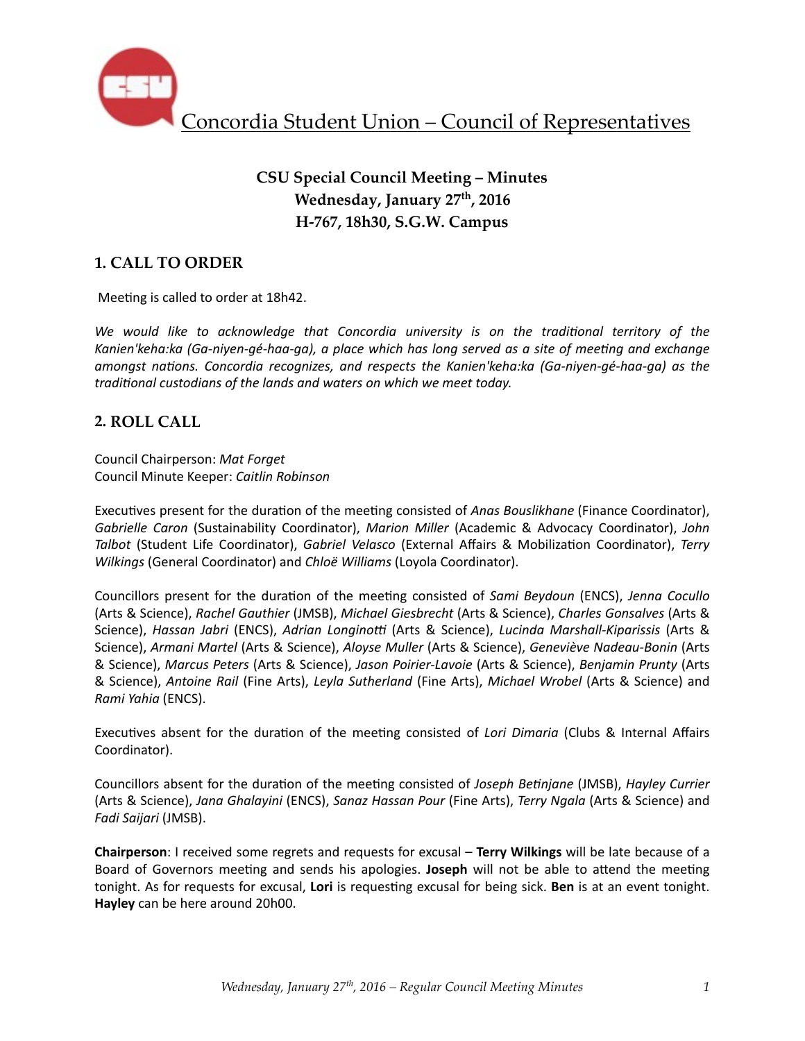# Concordia Student Union – Council of Representatives

## CSU Special Council Meeting – Minutes
## Wednesday, January 27th, 2016
## H-767, 18h30, S.G.W. Campus

### 1. CALL TO ORDER

Meeting is called to order at 18h42.

*We would like to acknowledge that Concordia university is on the traditional territory of the Kanien'keha:ka (Ga-niyen-gé-haa-ga), a place which has long served as a site of meeting and exchange amongst nations. Concordia recognizes, and respects the Kanien'keha:ka (Ga-niyen-gé-haa-ga) as the traditional custodians of the lands and waters on which we meet today.*

### 2. ROLL CALL

Council Chairperson: *Mat Forget*
Council Minute Keeper: *Caitlin Robinson*

Executives present for the duration of the meeting consisted of *Anas Bouslikhane* (Finance Coordinator), *Gabrielle Caron* (Sustainability Coordinator), *Marion Miller* (Academic & Advocacy Coordinator), *John Talbot* (Student Life Coordinator), *Gabriel Velasco* (External Affairs & Mobilization Coordinator), *Terry Wilkings* (General Coordinator) and *Chloë Williams* (Loyola Coordinator).

Councillors present for the duration of the meeting consisted of *Sami Beydoun* (ENCS), *Jenna Cocullo* (Arts & Science), *Rachel Gauthier* (JMSB), *Michael Giesbrecht* (Arts & Science), *Charles Gonsalves* (Arts & Science), *Hassan Jabri* (ENCS), *Adrian Longinotti* (Arts & Science), *Lucinda Marshall-Kiparissis* (Arts & Science), *Armani Martel* (Arts & Science), *Aloyse Muller* (Arts & Science), *Geneviève Nadeau-Bonin* (Arts & Science), *Marcus Peters* (Arts & Science), *Jason Poirier-Lavoie* (Arts & Science), *Benjamin Prunty* (Arts & Science), *Antoine Rail* (Fine Arts), *Leyla Sutherland* (Fine Arts), *Michael Wrobel* (Arts & Science) and *Rami Yahia* (ENCS).

Executives absent for the duration of the meeting consisted of *Lori Dimaria* (Clubs & Internal Affairs Coordinator).

Councillors absent for the duration of the meeting consisted of *Joseph Betinjane* (JMSB), *Hayley Currier* (Arts & Science), *Jana Ghalayini* (ENCS), *Sanaz Hassan Pour* (Fine Arts), *Terry Ngala* (Arts & Science) and *Fadi Saijari* (JMSB).

**Chairperson**: I received some regrets and requests for excusal – **Terry Wilkings** will be late because of a Board of Governors meeting and sends his apologies. **Joseph** will not be able to attend the meeting tonight. As for requests for excusal, **Lori** is requesting excusal for being sick. **Ben** is at an event tonight. **Hayley** can be here around 20h00.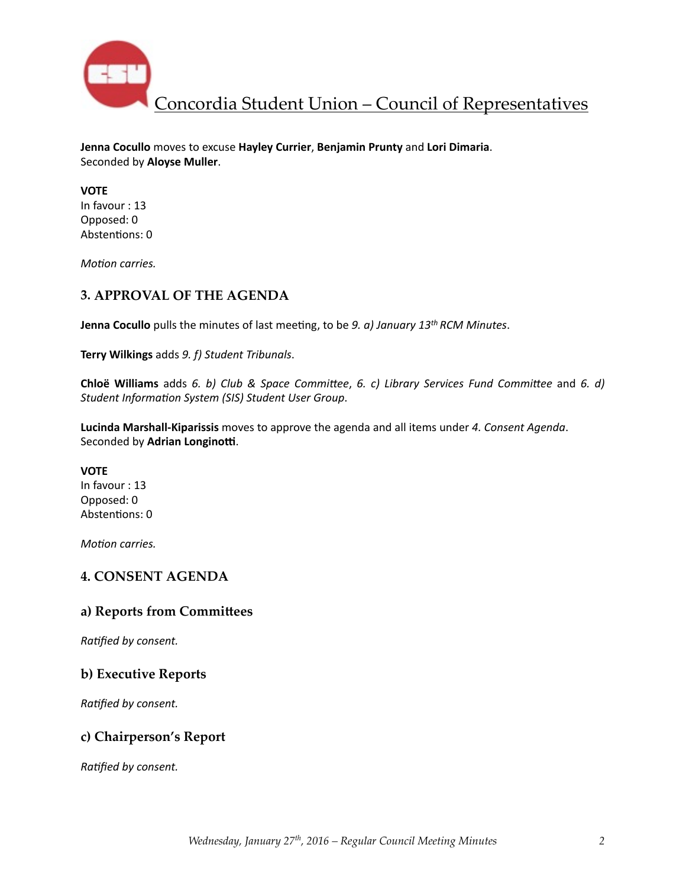**Jenna Cocullo** moves to excuse **Hayley Currier**, **Benjamin Prunty** and **Lori Dimaria**.
Seconded by **Aloyse Muller**.

**VOTE**
In favour : 13
Opposed: 0
Abstentions: 0

*Motion carries.*

## 3. APPROVAL OF THE AGENDA

**Jenna Cocullo** pulls the minutes of last meeting, to be *9. a) January 13th RCM Minutes*.

**Terry Wilkings** adds *9. f) Student Tribunals*.

**Chloë Williams** adds *6. b) Club & Space Committee*, *6. c) Library Services Fund Committee* and *6. d) Student Information System (SIS) Student User Group*.

**Lucinda Marshall-Kiparissis** moves to approve the agenda and all items under *4. Consent Agenda*.
Seconded by **Adrian Longinotti**.

**VOTE**
In favour : 13
Opposed: 0
Abstentions: 0

*Motion carries.*

## 4. CONSENT AGENDA

### a) Reports from Committees

*Ratified by consent.*

### b) Executive Reports

*Ratified by consent.*

### c) Chairperson's Report

*Ratified by consent.*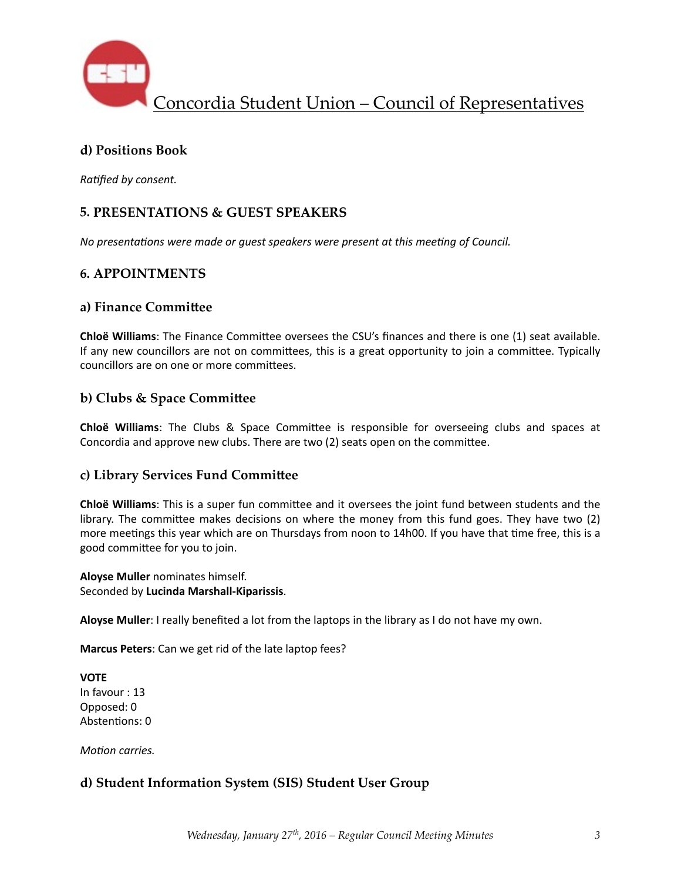### d) Positions Book

*Ratified by consent.*

## 5. PRESENTATIONS & GUEST SPEAKERS

*No presentations were made or guest speakers were present at this meeting of Council.*

## 6. APPOINTMENTS

### a) Finance Committee

**Chloë Williams**: The Finance Committee oversees the CSU's finances and there is one (1) seat available. If any new councillors are not on committees, this is a great opportunity to join a committee. Typically councillors are on one or more committees.

### b) Clubs & Space Committee

**Chloë Williams**: The Clubs & Space Committee is responsible for overseeing clubs and spaces at Concordia and approve new clubs. There are two (2) seats open on the committee.

### c) Library Services Fund Committee

**Chloë Williams**: This is a super fun committee and it oversees the joint fund between students and the library. The committee makes decisions on where the money from this fund goes. They have two (2) more meetings this year which are on Thursdays from noon to 14h00. If you have that time free, this is a good committee for you to join.

**Aloyse Muller** nominates himself.
Seconded by **Lucinda Marshall-Kiparissis**.

**Aloyse Muller**: I really benefited a lot from the laptops in the library as I do not have my own.

**Marcus Peters**: Can we get rid of the late laptop fees?

**VOTE**
In favour : 13
Opposed: 0
Abstentions: 0

*Motion carries.*

### d) Student Information System (SIS) Student User Group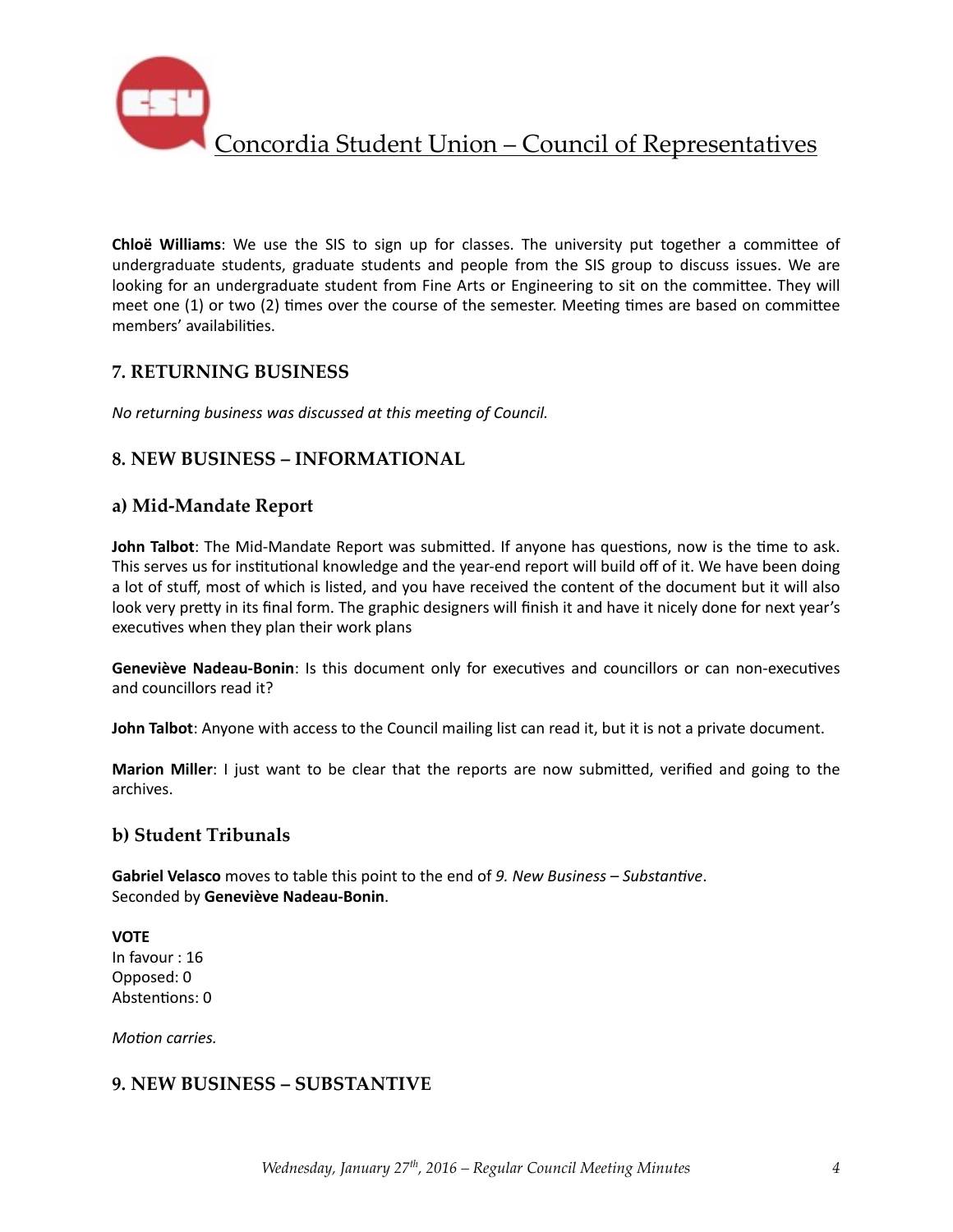**Chloë Williams**: We use the SIS to sign up for classes. The university put together a committee of undergraduate students, graduate students and people from the SIS group to discuss issues. We are looking for an undergraduate student from Fine Arts or Engineering to sit on the committee. They will meet one (1) or two (2) times over the course of the semester. Meeting times are based on committee members' availabilities.

## 7. RETURNING BUSINESS

*No returning business was discussed at this meeting of Council.*

## 8. NEW BUSINESS – INFORMATIONAL

### a) Mid-Mandate Report

**John Talbot**: The Mid-Mandate Report was submitted. If anyone has questions, now is the time to ask. This serves us for institutional knowledge and the year-end report will build off of it. We have been doing a lot of stuff, most of which is listed, and you have received the content of the document but it will also look very pretty in its final form. The graphic designers will finish it and have it nicely done for next year's executives when they plan their work plans

**Geneviève Nadeau-Bonin**: Is this document only for executives and councillors or can non-executives and councillors read it?

**John Talbot**: Anyone with access to the Council mailing list can read it, but it is not a private document.

**Marion Miller**: I just want to be clear that the reports are now submitted, verified and going to the archives.

### b) Student Tribunals

**Gabriel Velasco** moves to table this point to the end of *9. New Business – Substantive*.
Seconded by **Geneviève Nadeau-Bonin**.

**VOTE**
In favour : 16
Opposed: 0
Abstentions: 0

*Motion carries.*

## 9. NEW BUSINESS – SUBSTANTIVE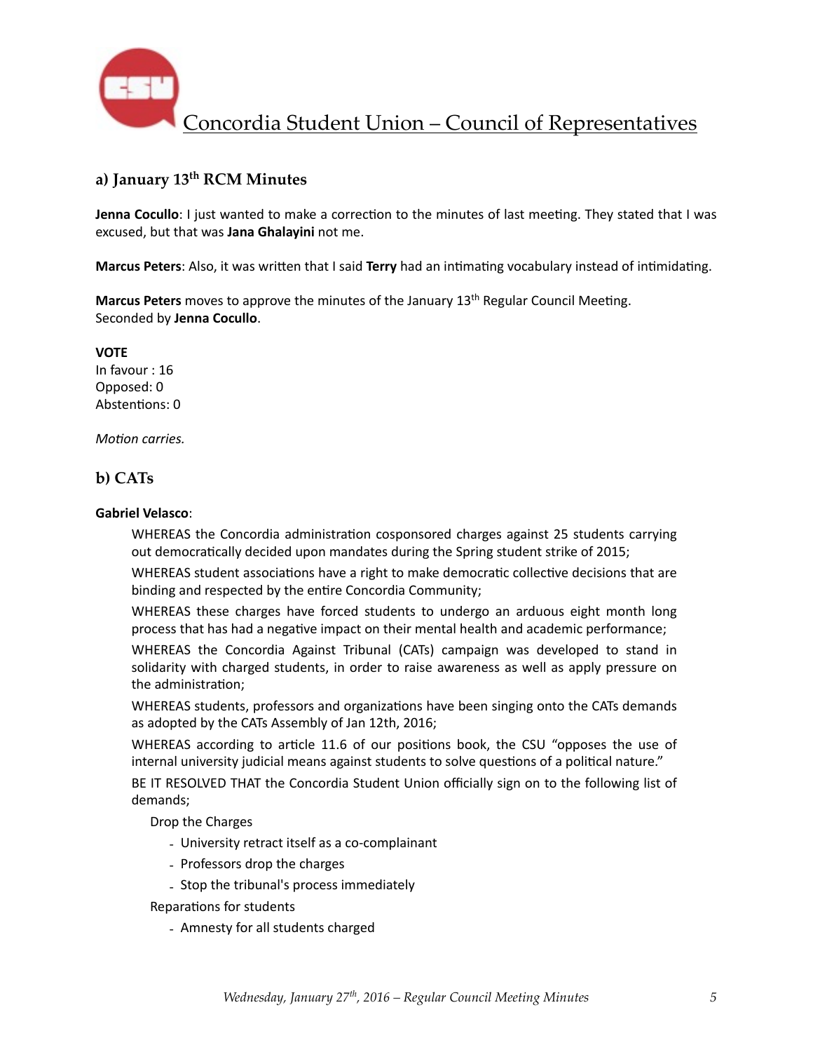## a) January 13th RCM Minutes

**Jenna Cocullo**: I just wanted to make a correction to the minutes of last meeting. They stated that I was excused, but that was **Jana Ghalayini** not me.

**Marcus Peters**: Also, it was written that I said **Terry** had an intimating vocabulary instead of intimidating.

**Marcus Peters** moves to approve the minutes of the January 13th Regular Council Meeting. Seconded by **Jenna Cocullo**.

**VOTE**
In favour : 16
Opposed: 0
Abstentions: 0

*Motion carries.*

## b) CATs

**Gabriel Velasco**:

WHEREAS the Concordia administration cosponsored charges against 25 students carrying out democratically decided upon mandates during the Spring student strike of 2015;

WHEREAS student associations have a right to make democratic collective decisions that are binding and respected by the entire Concordia Community;

WHEREAS these charges have forced students to undergo an arduous eight month long process that has had a negative impact on their mental health and academic performance;

WHEREAS the Concordia Against Tribunal (CATs) campaign was developed to stand in solidarity with charged students, in order to raise awareness as well as apply pressure on the administration;

WHEREAS students, professors and organizations have been singing onto the CATs demands as adopted by the CATs Assembly of Jan 12th, 2016;

WHEREAS according to article 11.6 of our positions book, the CSU "opposes the use of internal university judicial means against students to solve questions of a political nature."

BE IT RESOLVED THAT the Concordia Student Union officially sign on to the following list of demands;

Drop the Charges

- University retract itself as a co-complainant
- Professors drop the charges
- Stop the tribunal's process immediately

Reparations for students

- Amnesty for all students charged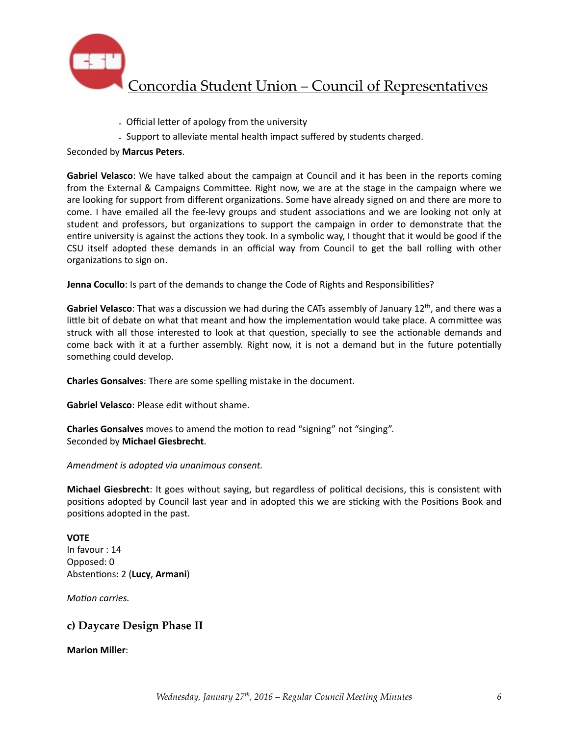- Official letter of apology from the university
- Support to alleviate mental health impact suffered by students charged.

Seconded by **Marcus Peters**.

**Gabriel Velasco**: We have talked about the campaign at Council and it has been in the reports coming from the External & Campaigns Committee. Right now, we are at the stage in the campaign where we are looking for support from different organizations. Some have already signed on and there are more to come. I have emailed all the fee-levy groups and student associations and we are looking not only at student and professors, but organizations to support the campaign in order to demonstrate that the entire university is against the actions they took. In a symbolic way, I thought that it would be good if the CSU itself adopted these demands in an official way from Council to get the ball rolling with other organizations to sign on.

**Jenna Cocullo**: Is part of the demands to change the Code of Rights and Responsibilities?

**Gabriel Velasco**: That was a discussion we had during the CATs assembly of January 12th, and there was a little bit of debate on what that meant and how the implementation would take place. A committee was struck with all those interested to look at that question, specially to see the actionable demands and come back with it at a further assembly. Right now, it is not a demand but in the future potentially something could develop.

**Charles Gonsalves**: There are some spelling mistake in the document.

**Gabriel Velasco**: Please edit without shame.

**Charles Gonsalves** moves to amend the motion to read "signing" not "singing".
Seconded by **Michael Giesbrecht**.

*Amendment is adopted via unanimous consent.*

**Michael Giesbrecht**: It goes without saying, but regardless of political decisions, this is consistent with positions adopted by Council last year and in adopted this we are sticking with the Positions Book and positions adopted in the past.

**VOTE**
In favour : 14
Opposed: 0
Abstentions: 2 (**Lucy**, **Armani**)

*Motion carries.*

### c) Daycare Design Phase II

**Marion Miller**: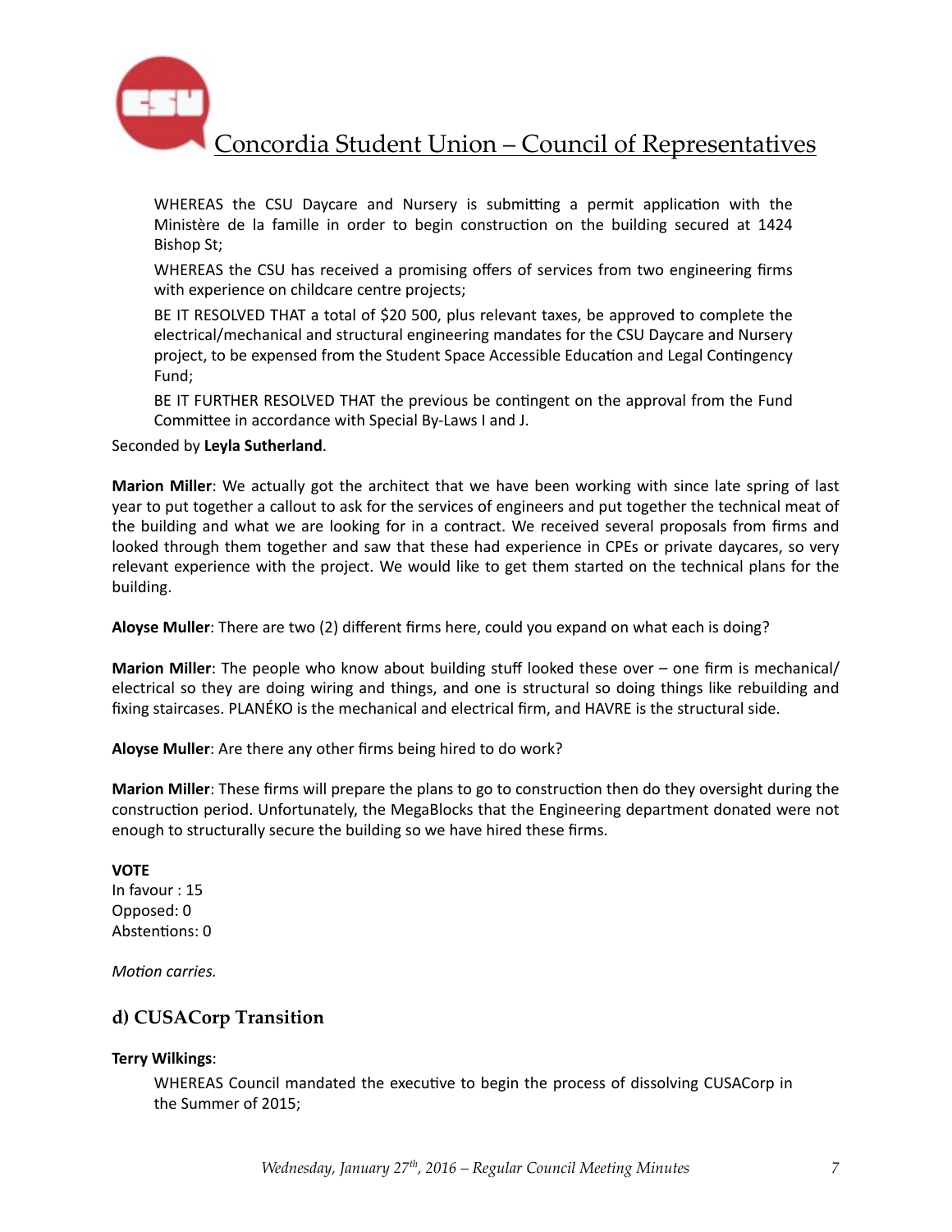WHEREAS the CSU Daycare and Nursery is submitting a permit application with the Ministère de la famille in order to begin construction on the building secured at 1424 Bishop St;

WHEREAS the CSU has received a promising offers of services from two engineering firms with experience on childcare centre projects;

BE IT RESOLVED THAT a total of $20 500, plus relevant taxes, be approved to complete the electrical/mechanical and structural engineering mandates for the CSU Daycare and Nursery project, to be expensed from the Student Space Accessible Education and Legal Contingency Fund;

BE IT FURTHER RESOLVED THAT the previous be contingent on the approval from the Fund Committee in accordance with Special By-Laws I and J.

Seconded by **Leyla Sutherland**.

**Marion Miller**: We actually got the architect that we have been working with since late spring of last year to put together a callout to ask for the services of engineers and put together the technical meat of the building and what we are looking for in a contract. We received several proposals from firms and looked through them together and saw that these had experience in CPEs or private daycares, so very relevant experience with the project. We would like to get them started on the technical plans for the building.

**Aloyse Muller**: There are two (2) different firms here, could you expand on what each is doing?

**Marion Miller**: The people who know about building stuff looked these over – one firm is mechanical/ electrical so they are doing wiring and things, and one is structural so doing things like rebuilding and fixing staircases. PLANÉKO is the mechanical and electrical firm, and HAVRE is the structural side.

**Aloyse Muller**: Are there any other firms being hired to do work?

**Marion Miller**: These firms will prepare the plans to go to construction then do they oversight during the construction period. Unfortunately, the MegaBlocks that the Engineering department donated were not enough to structurally secure the building so we have hired these firms.

**VOTE**
In favour : 15
Opposed: 0
Abstentions: 0

*Motion carries.*

### d) CUSACorp Transition

**Terry Wilkings**:

WHEREAS Council mandated the executive to begin the process of dissolving CUSACorp in the Summer of 2015;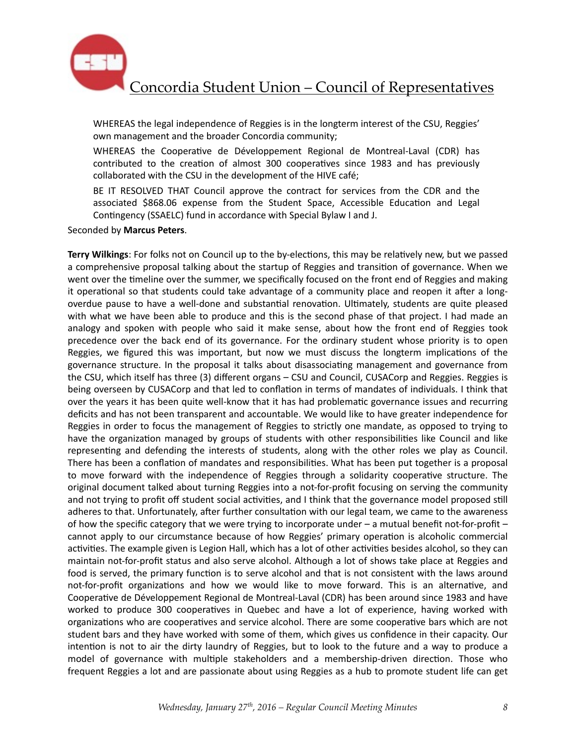WHEREAS the legal independence of Reggies is in the longterm interest of the CSU, Reggies' own management and the broader Concordia community;

WHEREAS the Cooperative de Développement Regional de Montreal-Laval (CDR) has contributed to the creation of almost 300 cooperatives since 1983 and has previously collaborated with the CSU in the development of the HIVE café;

BE IT RESOLVED THAT Council approve the contract for services from the CDR and the associated $868.06 expense from the Student Space, Accessible Education and Legal Contingency (SSAELC) fund in accordance with Special Bylaw I and J.

Seconded by **Marcus Peters**.

**Terry Wilkings**: For folks not on Council up to the by-elections, this may be relatively new, but we passed a comprehensive proposal talking about the startup of Reggies and transition of governance. When we went over the timeline over the summer, we specifically focused on the front end of Reggies and making it operational so that students could take advantage of a community place and reopen it after a long-overdue pause to have a well-done and substantial renovation. Ultimately, students are quite pleased with what we have been able to produce and this is the second phase of that project. I had made an analogy and spoken with people who said it make sense, about how the front end of Reggies took precedence over the back end of its governance. For the ordinary student whose priority is to open Reggies, we figured this was important, but now we must discuss the longterm implications of the governance structure. In the proposal it talks about disassociating management and governance from the CSU, which itself has three (3) different organs – CSU and Council, CUSACorp and Reggies. Reggies is being overseen by CUSACorp and that led to conflation in terms of mandates of individuals. I think that over the years it has been quite well-know that it has had problematic governance issues and recurring deficits and has not been transparent and accountable. We would like to have greater independence for Reggies in order to focus the management of Reggies to strictly one mandate, as opposed to trying to have the organization managed by groups of students with other responsibilities like Council and like representing and defending the interests of students, along with the other roles we play as Council. There has been a conflation of mandates and responsibilities. What has been put together is a proposal to move forward with the independence of Reggies through a solidarity cooperative structure. The original document talked about turning Reggies into a not-for-profit focusing on serving the community and not trying to profit off student social activities, and I think that the governance model proposed still adheres to that. Unfortunately, after further consultation with our legal team, we came to the awareness of how the specific category that we were trying to incorporate under – a mutual benefit not-for-profit – cannot apply to our circumstance because of how Reggies' primary operation is alcoholic commercial activities. The example given is Legion Hall, which has a lot of other activities besides alcohol, so they can maintain not-for-profit status and also serve alcohol. Although a lot of shows take place at Reggies and food is served, the primary function is to serve alcohol and that is not consistent with the laws around not-for-profit organizations and how we would like to move forward. This is an alternative, and Cooperative de Développement Regional de Montreal-Laval (CDR) has been around since 1983 and have worked to produce 300 cooperatives in Quebec and have a lot of experience, having worked with organizations who are cooperatives and service alcohol. There are some cooperative bars which are not student bars and they have worked with some of them, which gives us confidence in their capacity. Our intention is not to air the dirty laundry of Reggies, but to look to the future and a way to produce a model of governance with multiple stakeholders and a membership-driven direction. Those who frequent Reggies a lot and are passionate about using Reggies as a hub to promote student life can get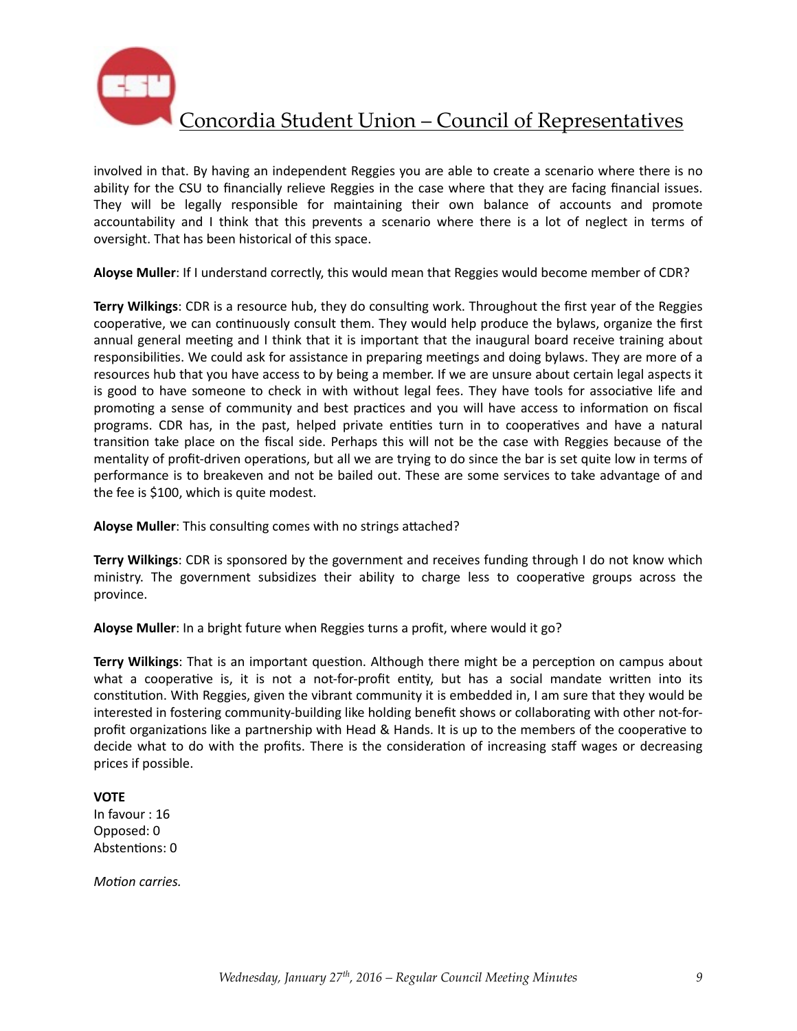involved in that. By having an independent Reggies you are able to create a scenario where there is no ability for the CSU to financially relieve Reggies in the case where that they are facing financial issues. They will be legally responsible for maintaining their own balance of accounts and promote accountability and I think that this prevents a scenario where there is a lot of neglect in terms of oversight. That has been historical of this space.

**Aloyse Muller**: If I understand correctly, this would mean that Reggies would become member of CDR?

**Terry Wilkings**: CDR is a resource hub, they do consulting work. Throughout the first year of the Reggies cooperative, we can continuously consult them. They would help produce the bylaws, organize the first annual general meeting and I think that it is important that the inaugural board receive training about responsibilities. We could ask for assistance in preparing meetings and doing bylaws. They are more of a resources hub that you have access to by being a member. If we are unsure about certain legal aspects it is good to have someone to check in with without legal fees. They have tools for associative life and promoting a sense of community and best practices and you will have access to information on fiscal programs. CDR has, in the past, helped private entities turn in to cooperatives and have a natural transition take place on the fiscal side. Perhaps this will not be the case with Reggies because of the mentality of profit-driven operations, but all we are trying to do since the bar is set quite low in terms of performance is to breakeven and not be bailed out. These are some services to take advantage of and the fee is $100, which is quite modest.

**Aloyse Muller**: This consulting comes with no strings attached?

**Terry Wilkings**: CDR is sponsored by the government and receives funding through I do not know which ministry. The government subsidizes their ability to charge less to cooperative groups across the province.

**Aloyse Muller**: In a bright future when Reggies turns a profit, where would it go?

**Terry Wilkings**: That is an important question. Although there might be a perception on campus about what a cooperative is, it is not a not-for-profit entity, but has a social mandate written into its constitution. With Reggies, given the vibrant community it is embedded in, I am sure that they would be interested in fostering community-building like holding benefit shows or collaborating with other not-for-profit organizations like a partnership with Head & Hands. It is up to the members of the cooperative to decide what to do with the profits. There is the consideration of increasing staff wages or decreasing prices if possible.

**VOTE**
In favour : 16
Opposed: 0
Abstentions: 0

*Motion carries.*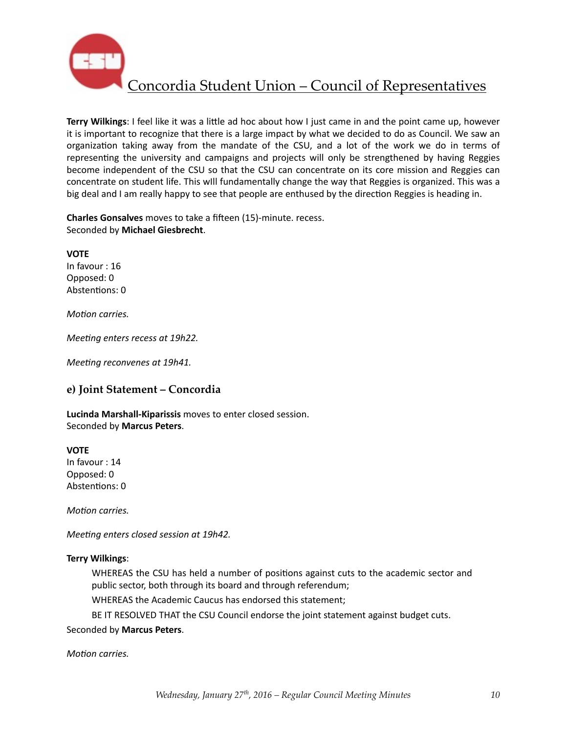**Terry Wilkings**: I feel like it was a little ad hoc about how I just came in and the point came up, however it is important to recognize that there is a large impact by what we decided to do as Council. We saw an organization taking away from the mandate of the CSU, and a lot of the work we do in terms of representing the university and campaigns and projects will only be strengthened by having Reggies become independent of the CSU so that the CSU can concentrate on its core mission and Reggies can concentrate on student life. This wlll fundamentally change the way that Reggies is organized. This was a big deal and I am really happy to see that people are enthused by the direction Reggies is heading in.

**Charles Gonsalves** moves to take a fifteen (15)-minute. recess.
Seconded by **Michael Giesbrecht**.

**VOTE**
In favour : 16
Opposed: 0
Abstentions: 0

*Motion carries.*

*Meeting enters recess at 19h22.*

*Meeting reconvenes at 19h41.*

### e) Joint Statement – Concordia

**Lucinda Marshall-Kiparissis** moves to enter closed session.
Seconded by **Marcus Peters**.

**VOTE**
In favour : 14
Opposed: 0
Abstentions: 0

*Motion carries.*

*Meeting enters closed session at 19h42.*

**Terry Wilkings**:

> WHEREAS the CSU has held a number of positions against cuts to the academic sector and public sector, both through its board and through referendum;
>
> WHEREAS the Academic Caucus has endorsed this statement;
>
> BE IT RESOLVED THAT the CSU Council endorse the joint statement against budget cuts.

Seconded by **Marcus Peters**.

*Motion carries.*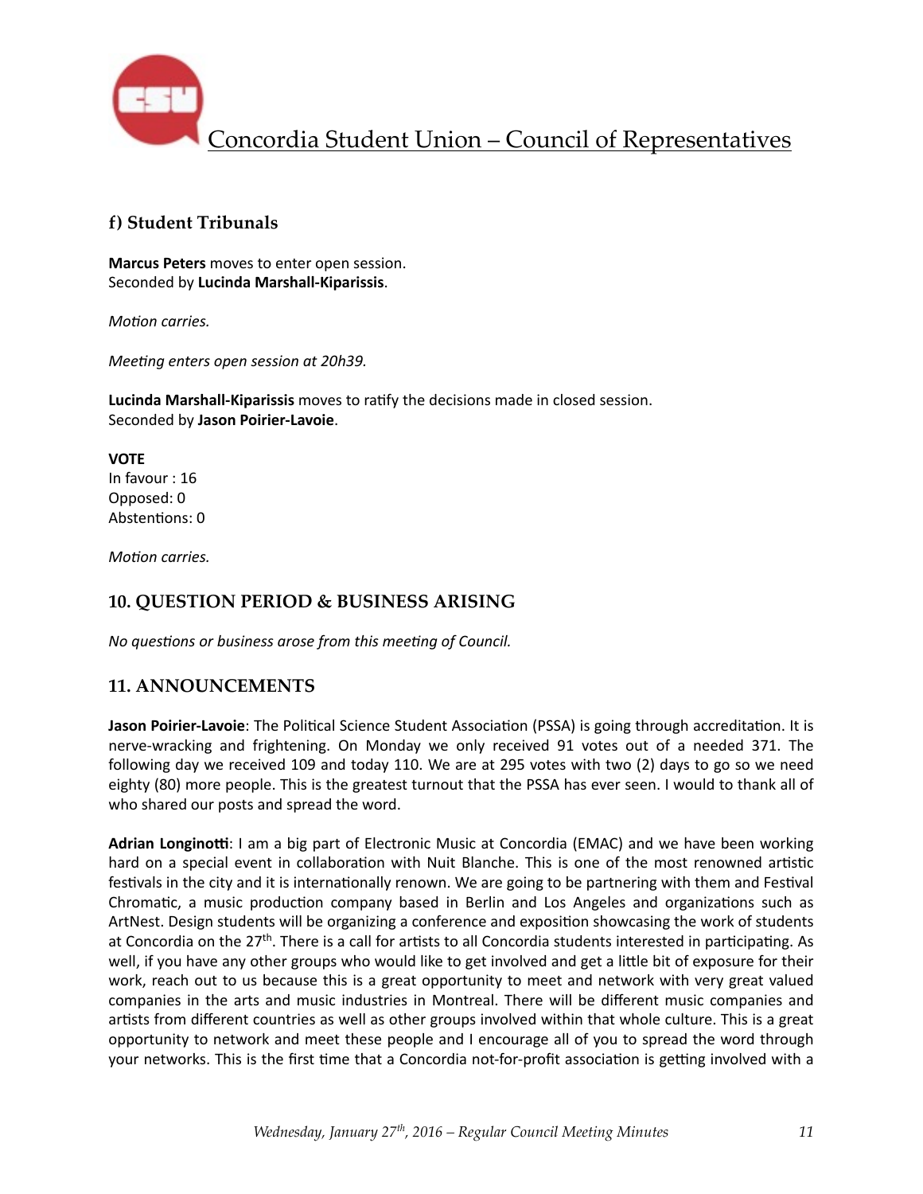### f) Student Tribunals

**Marcus Peters** moves to enter open session.
Seconded by **Lucinda Marshall-Kiparissis**.

*Motion carries.*

*Meeting enters open session at 20h39.*

**Lucinda Marshall-Kiparissis** moves to ratify the decisions made in closed session.
Seconded by **Jason Poirier-Lavoie**.

**VOTE**
In favour : 16
Opposed: 0
Abstentions: 0

*Motion carries.*

## 10. QUESTION PERIOD & BUSINESS ARISING

*No questions or business arose from this meeting of Council.*

## 11. ANNOUNCEMENTS

**Jason Poirier-Lavoie**: The Political Science Student Association (PSSA) is going through accreditation. It is nerve-wracking and frightening. On Monday we only received 91 votes out of a needed 371. The following day we received 109 and today 110. We are at 295 votes with two (2) days to go so we need eighty (80) more people. This is the greatest turnout that the PSSA has ever seen. I would to thank all of who shared our posts and spread the word.

**Adrian Longinotti**: I am a big part of Electronic Music at Concordia (EMAC) and we have been working hard on a special event in collaboration with Nuit Blanche. This is one of the most renowned artistic festivals in the city and it is internationally renown. We are going to be partnering with them and Festival Chromatic, a music production company based in Berlin and Los Angeles and organizations such as ArtNest. Design students will be organizing a conference and exposition showcasing the work of students at Concordia on the 27th. There is a call for artists to all Concordia students interested in participating. As well, if you have any other groups who would like to get involved and get a little bit of exposure for their work, reach out to us because this is a great opportunity to meet and network with very great valued companies in the arts and music industries in Montreal. There will be different music companies and artists from different countries as well as other groups involved within that whole culture. This is a great opportunity to network and meet these people and I encourage all of you to spread the word through your networks. This is the first time that a Concordia not-for-profit association is getting involved with a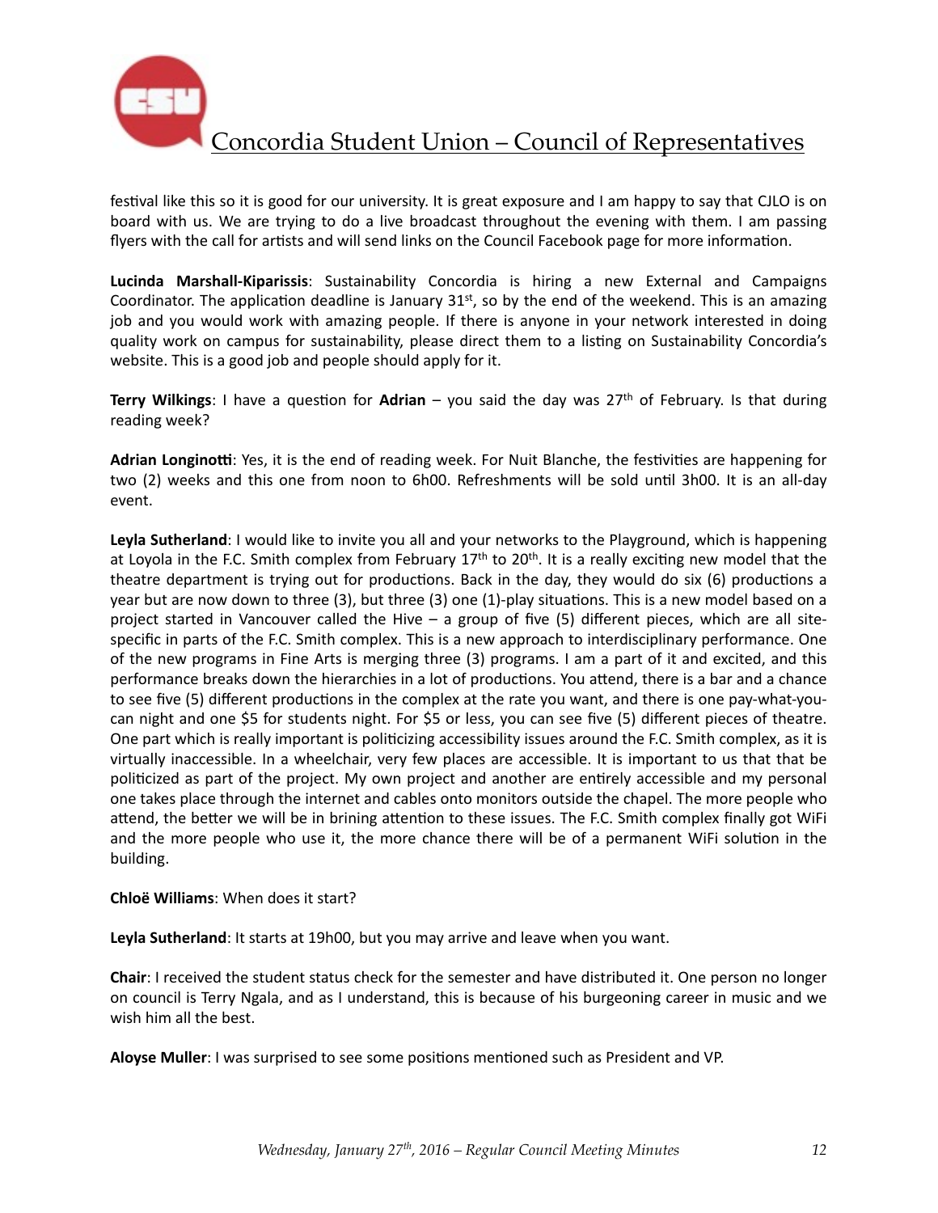festival like this so it is good for our university. It is great exposure and I am happy to say that CJLO is on board with us. We are trying to do a live broadcast throughout the evening with them. I am passing flyers with the call for artists and will send links on the Council Facebook page for more information.

**Lucinda Marshall-Kiparissis**: Sustainability Concordia is hiring a new External and Campaigns Coordinator. The application deadline is January 31st, so by the end of the weekend. This is an amazing job and you would work with amazing people. If there is anyone in your network interested in doing quality work on campus for sustainability, please direct them to a listing on Sustainability Concordia's website. This is a good job and people should apply for it.

**Terry Wilkings**: I have a question for **Adrian** – you said the day was 27th of February. Is that during reading week?

**Adrian Longinotti**: Yes, it is the end of reading week. For Nuit Blanche, the festivities are happening for two (2) weeks and this one from noon to 6h00. Refreshments will be sold until 3h00. It is an all-day event.

**Leyla Sutherland**: I would like to invite you all and your networks to the Playground, which is happening at Loyola in the F.C. Smith complex from February 17th to 20th. It is a really exciting new model that the theatre department is trying out for productions. Back in the day, they would do six (6) productions a year but are now down to three (3), but three (3) one (1)-play situations. This is a new model based on a project started in Vancouver called the Hive – a group of five (5) different pieces, which are all site-specific in parts of the F.C. Smith complex. This is a new approach to interdisciplinary performance. One of the new programs in Fine Arts is merging three (3) programs. I am a part of it and excited, and this performance breaks down the hierarchies in a lot of productions. You attend, there is a bar and a chance to see five (5) different productions in the complex at the rate you want, and there is one pay-what-you-can night and one $5 for students night. For $5 or less, you can see five (5) different pieces of theatre. One part which is really important is politicizing accessibility issues around the F.C. Smith complex, as it is virtually inaccessible. In a wheelchair, very few places are accessible. It is important to us that that be politicized as part of the project. My own project and another are entirely accessible and my personal one takes place through the internet and cables onto monitors outside the chapel. The more people who attend, the better we will be in brining attention to these issues. The F.C. Smith complex finally got WiFi and the more people who use it, the more chance there will be of a permanent WiFi solution in the building.

**Chloë Williams**: When does it start?

**Leyla Sutherland**: It starts at 19h00, but you may arrive and leave when you want.

**Chair**: I received the student status check for the semester and have distributed it. One person no longer on council is Terry Ngala, and as I understand, this is because of his burgeoning career in music and we wish him all the best.

**Aloyse Muller**: I was surprised to see some positions mentioned such as President and VP.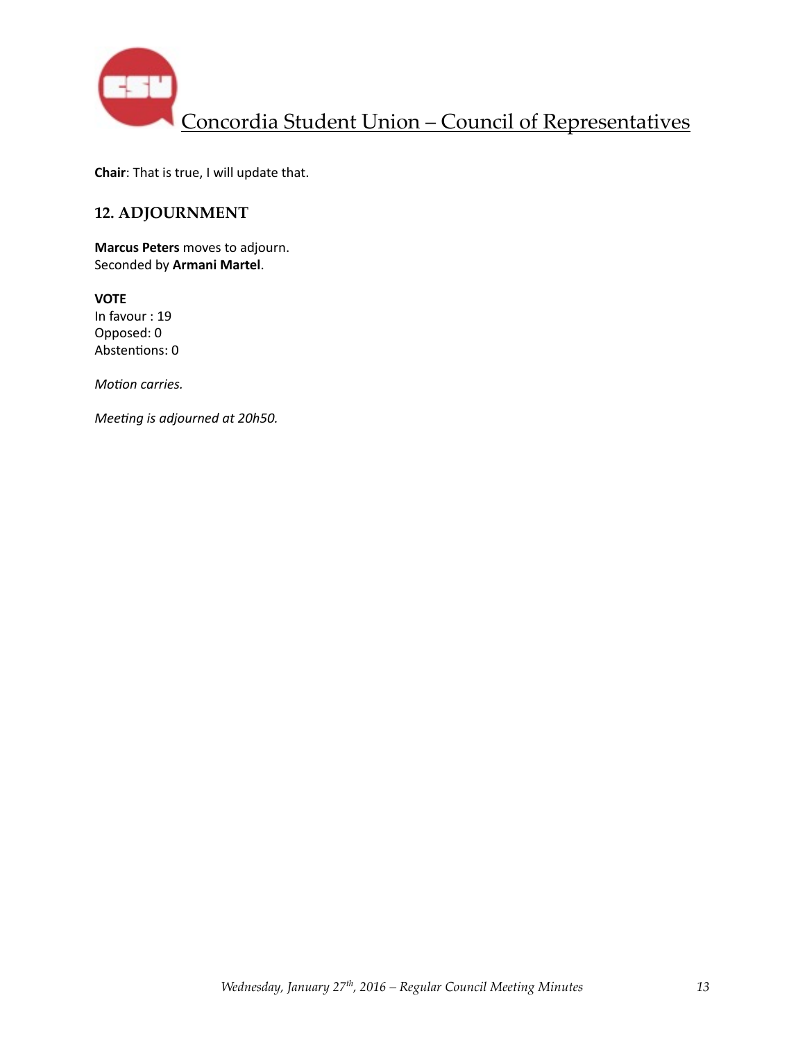**Chair**: That is true, I will update that.

## 12. ADJOURNMENT

**Marcus Peters** moves to adjourn.
Seconded by **Armani Martel**.

**VOTE**
In favour : 19
Opposed: 0
Abstentions: 0

*Motion carries.*

*Meeting is adjourned at 20h50.*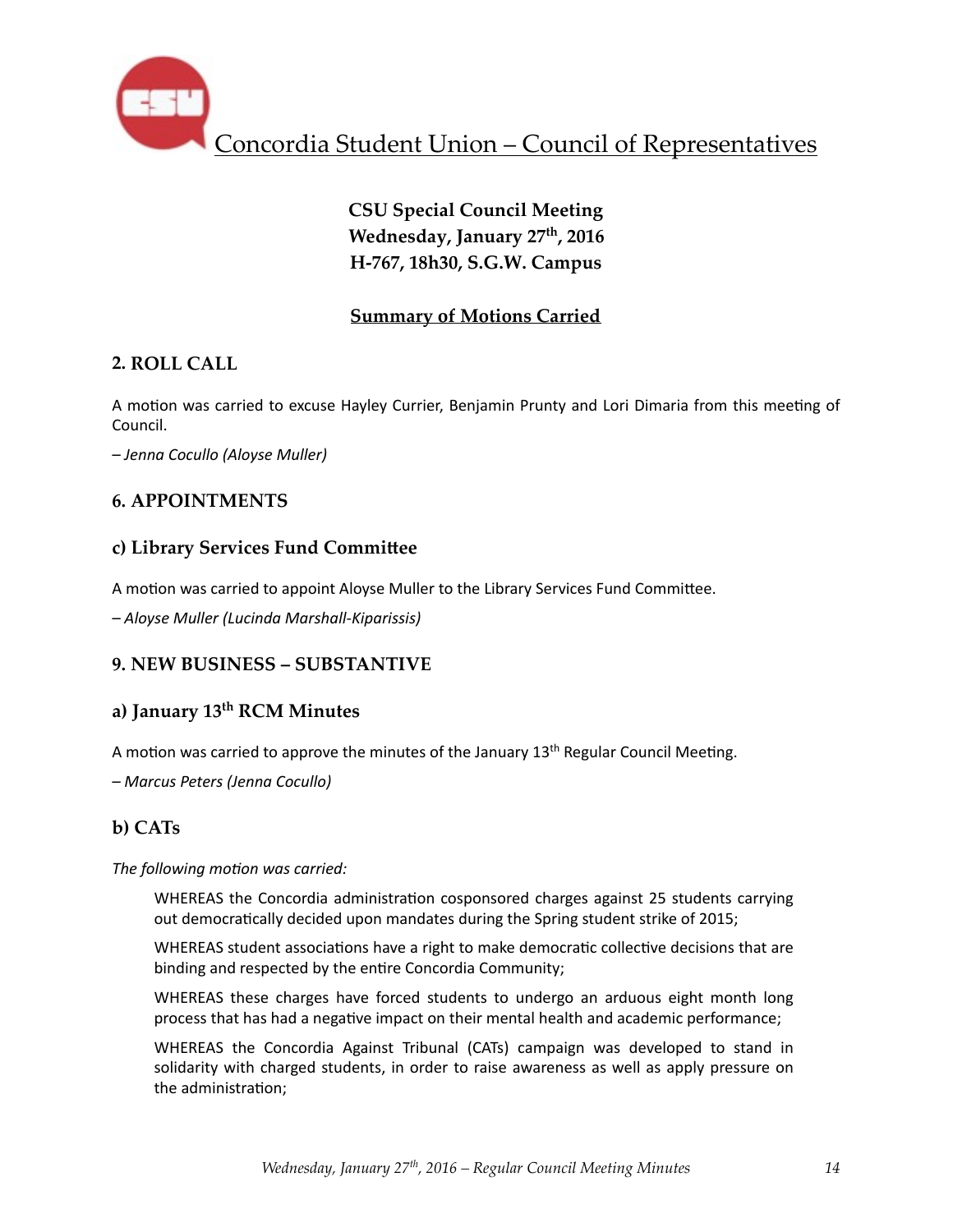# Concordia Student Union – Council of Representatives

**CSU Special Council Meeting**
**Wednesday, January 27th, 2016**
**H-767, 18h30, S.G.W. Campus**

## Summary of Motions Carried

### 2. ROLL CALL

A motion was carried to excuse Hayley Currier, Benjamin Prunty and Lori Dimaria from this meeting of Council.

*– Jenna Cocullo (Aloyse Muller)*

### 6. APPOINTMENTS

#### c) Library Services Fund Committee

A motion was carried to appoint Aloyse Muller to the Library Services Fund Committee.

*– Aloyse Muller (Lucinda Marshall-Kiparissis)*

### 9. NEW BUSINESS – SUBSTANTIVE

#### a) January 13th RCM Minutes

A motion was carried to approve the minutes of the January 13th Regular Council Meeting.

*– Marcus Peters (Jenna Cocullo)*

#### b) CATs

*The following motion was carried:*

> WHEREAS the Concordia administration cosponsored charges against 25 students carrying out democratically decided upon mandates during the Spring student strike of 2015;
>
> WHEREAS student associations have a right to make democratic collective decisions that are binding and respected by the entire Concordia Community;
>
> WHEREAS these charges have forced students to undergo an arduous eight month long process that has had a negative impact on their mental health and academic performance;
>
> WHEREAS the Concordia Against Tribunal (CATs) campaign was developed to stand in solidarity with charged students, in order to raise awareness as well as apply pressure on the administration;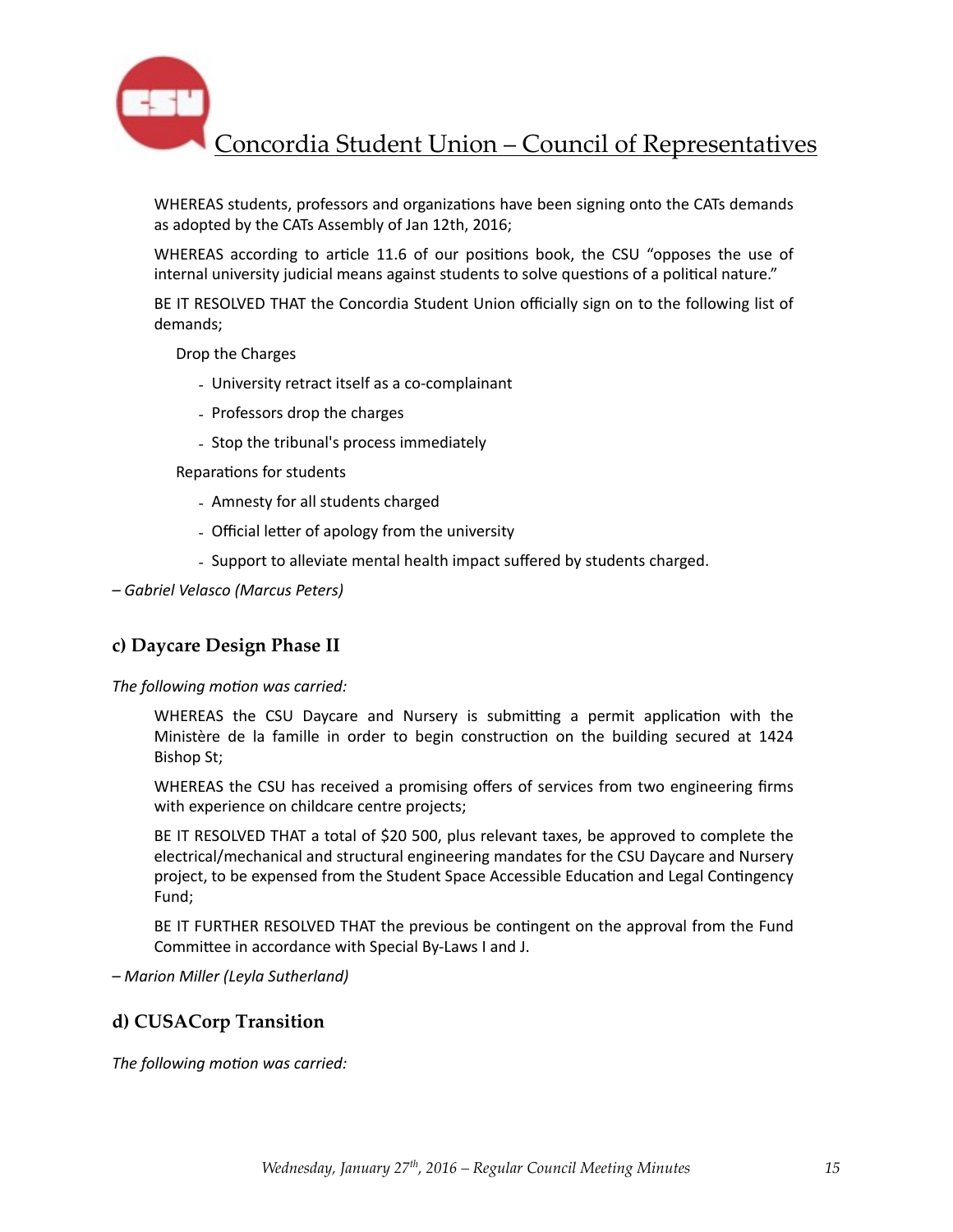WHEREAS students, professors and organizations have been signing onto the CATs demands as adopted by the CATs Assembly of Jan 12th, 2016;

WHEREAS according to article 11.6 of our positions book, the CSU "opposes the use of internal university judicial means against students to solve questions of a political nature."

BE IT RESOLVED THAT the Concordia Student Union officially sign on to the following list of demands;

Drop the Charges

- University retract itself as a co-complainant
- Professors drop the charges
- Stop the tribunal's process immediately

Reparations for students

- Amnesty for all students charged
- Official letter of apology from the university
- Support to alleviate mental health impact suffered by students charged.

*– Gabriel Velasco (Marcus Peters)*

### c) Daycare Design Phase II

*The following motion was carried:*

WHEREAS the CSU Daycare and Nursery is submitting a permit application with the Ministère de la famille in order to begin construction on the building secured at 1424 Bishop St;

WHEREAS the CSU has received a promising offers of services from two engineering firms with experience on childcare centre projects;

BE IT RESOLVED THAT a total of $20 500, plus relevant taxes, be approved to complete the electrical/mechanical and structural engineering mandates for the CSU Daycare and Nursery project, to be expensed from the Student Space Accessible Education and Legal Contingency Fund;

BE IT FURTHER RESOLVED THAT the previous be contingent on the approval from the Fund Committee in accordance with Special By-Laws I and J.

*– Marion Miller (Leyla Sutherland)*

### d) CUSACorp Transition

*The following motion was carried:*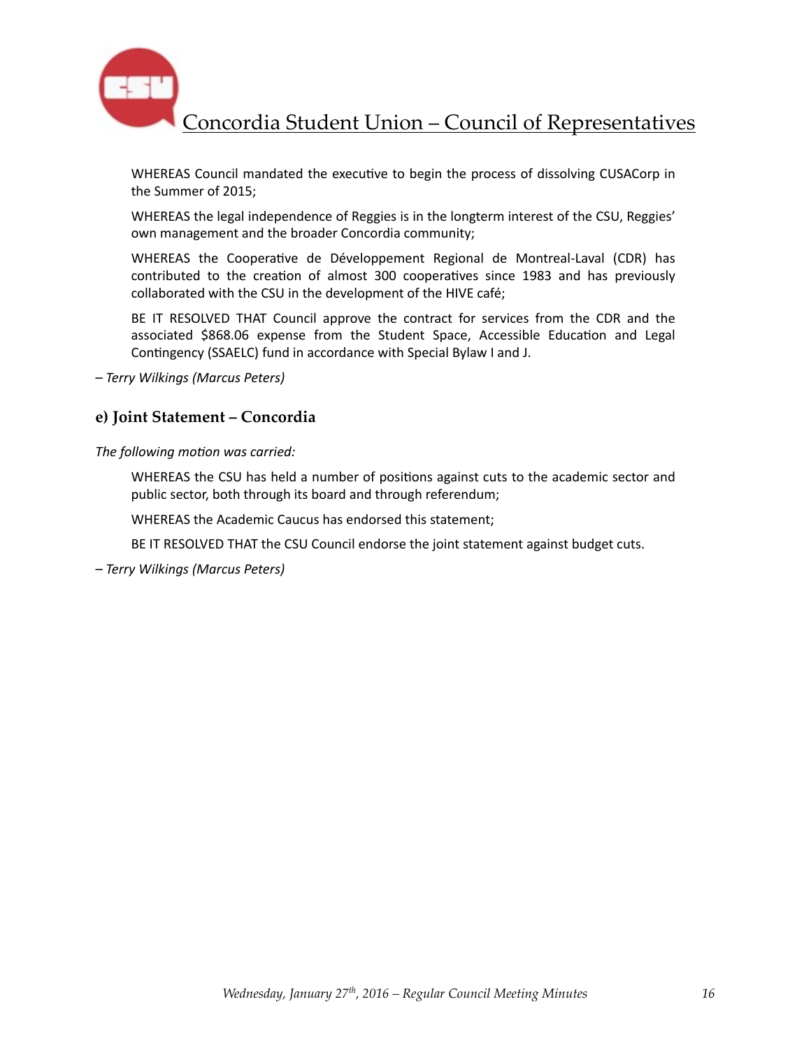WHEREAS Council mandated the executive to begin the process of dissolving CUSACorp in the Summer of 2015;

WHEREAS the legal independence of Reggies is in the longterm interest of the CSU, Reggies' own management and the broader Concordia community;

WHEREAS the Cooperative de Développement Regional de Montreal-Laval (CDR) has contributed to the creation of almost 300 cooperatives since 1983 and has previously collaborated with the CSU in the development of the HIVE café;

BE IT RESOLVED THAT Council approve the contract for services from the CDR and the associated $868.06 expense from the Student Space, Accessible Education and Legal Contingency (SSAELC) fund in accordance with Special Bylaw I and J.

*– Terry Wilkings (Marcus Peters)*

### e) Joint Statement – Concordia

*The following motion was carried:*

WHEREAS the CSU has held a number of positions against cuts to the academic sector and public sector, both through its board and through referendum;

WHEREAS the Academic Caucus has endorsed this statement;

BE IT RESOLVED THAT the CSU Council endorse the joint statement against budget cuts.

*– Terry Wilkings (Marcus Peters)*